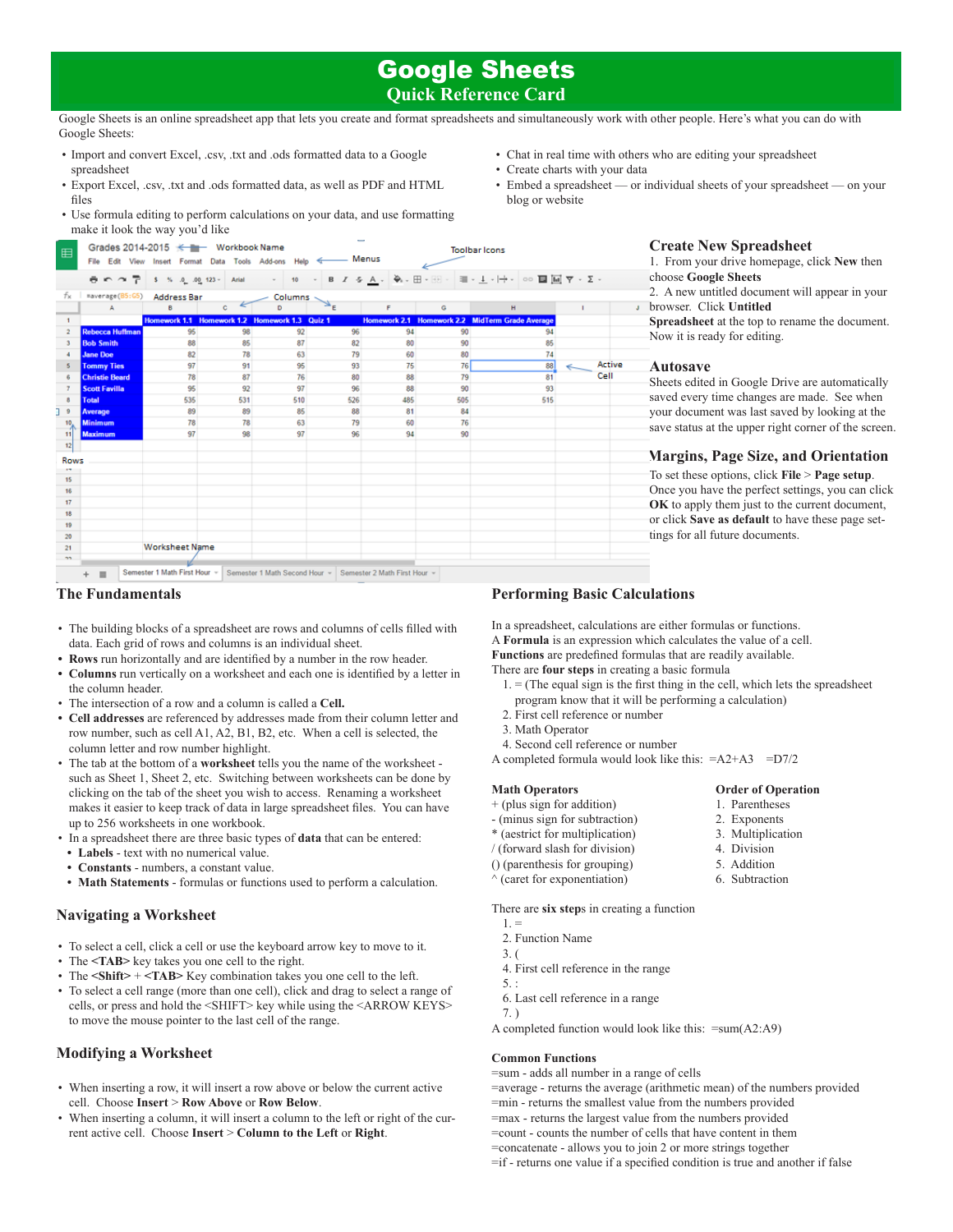# Google Sheets

## Quick Reference Card

Google Sheets is an online spreadsheet app that lets you create and format spreadsheets and simultaneously work with other people. Here's what you can do with Google Sheets:

- Import and convert Excel, .csv, .txt and .ods formatted data to a Google spreadsheet
- Export Excel, .csv, .txt and .ods formatted data, as well as PDF and HTML files
- Use formula editing to perform calculations on your data, and use formatting make it look the way you'd like
- Chat in real time with others who are editing your spreadsheet
- Create charts with your data
- Embed a spreadsheet — or individual sheets of your spreadsheet — on your blog or website

## Create New Spreadsheet

1. From your drive homepage, click **New** then choose **Google Sheets**
2. A new untitled document will appear in your browser. Click **Untitled Spreadsheet** at the top to rename the document. Now it is ready for editing.

## Autosave

Sheets edited in Google Drive are automatically saved every time changes are made. See when your document was last saved by looking at the save status at the upper right corner of the screen.

## Margins, Page Size, and Orientation

To set these options, click **File** > **Page setup**. Once you have the perfect settings, you can click **OK** to apply them just to the current document, or click **Save as default** to have these page settings for all future documents.

## The Fundamentals

- The building blocks of a spreadsheet are rows and columns of cells filled with data. Each grid of rows and columns is an individual sheet.
- **Rows** run horizontally and are identified by a number in the row header.
- **Columns** run vertically on a worksheet and each one is identified by a letter in the column header.
- The intersection of a row and a column is called a **Cell.**
- **Cell addresses** are referenced by addresses made from their column letter and row number, such as cell A1, A2, B1, B2, etc. When a cell is selected, the column letter and row number highlight.
- The tab at the bottom of a **worksheet** tells you the name of the worksheet - such as Sheet 1, Sheet 2, etc. Switching between worksheets can be done by clicking on the tab of the sheet you wish to access. Renaming a worksheet makes it easier to keep track of data in large spreadsheet files. You can have up to 256 worksheets in one workbook.
- In a spreadsheet there are three basic types of **data** that can be entered:
  - **Labels** - text with no numerical value.
  - **Constants** - numbers, a constant value.
  - **Math Statements** - formulas or functions used to perform a calculation.

## Navigating a Worksheet

- To select a cell, click a cell or use the keyboard arrow key to move to it.
- The **<TAB>** key takes you one cell to the right.
- The **<Shift>** + **<TAB>** Key combination takes you one cell to the left.
- To select a cell range (more than one cell), click and drag to select a range of cells, or press and hold the <SHIFT> key while using the <ARROW KEYS> to move the mouse pointer to the last cell of the range.

## Modifying a Worksheet

- When inserting a row, it will insert a row above or below the current active cell. Choose **Insert** > **Row Above** or **Row Below**.
- When inserting a column, it will insert a column to the left or right of the current active cell. Choose **Insert** > **Column to the Left** or **Right**.

## Performing Basic Calculations

In a spreadsheet, calculations are either formulas or functions.
A **Formula** is an expression which calculates the value of a cell.
**Functions** are predefined formulas that are readily available.
There are **four steps** in creating a basic formula

1. = (The equal sign is the first thing in the cell, which lets the spreadsheet program know that it will be performing a calculation)
2. First cell reference or number
3. Math Operator
4. Second cell reference or number

A completed formula would look like this: =A2+A3 =D7/2

**Math Operators**

- + (plus sign for addition)
- - (minus sign for subtraction)
- * (aestrict for multiplication)
- / (forward slash for division)
- () (parenthesis for grouping)
- ^ (caret for exponentiation)

**Order of Operation**

1. Parentheses
2. Exponents
3. Multiplication
4. Division
5. Addition
6. Subtraction

There are **six steps** in creating a function

1. =
2. Function Name
3. (
4. First cell reference in the range
5. :
6. Last cell reference in a range
7. )

A completed function would look like this: =sum(A2:A9)

**Common Functions**

=sum - adds all number in a range of cells
=average - returns the average (arithmetic mean) of the numbers provided
=min - returns the smallest value from the numbers provided
=max - returns the largest value from the numbers provided
=count - counts the number of cells that have content in them
=concatenate - allows you to join 2 or more strings together
=if - returns one value if a specified condition is true and another if false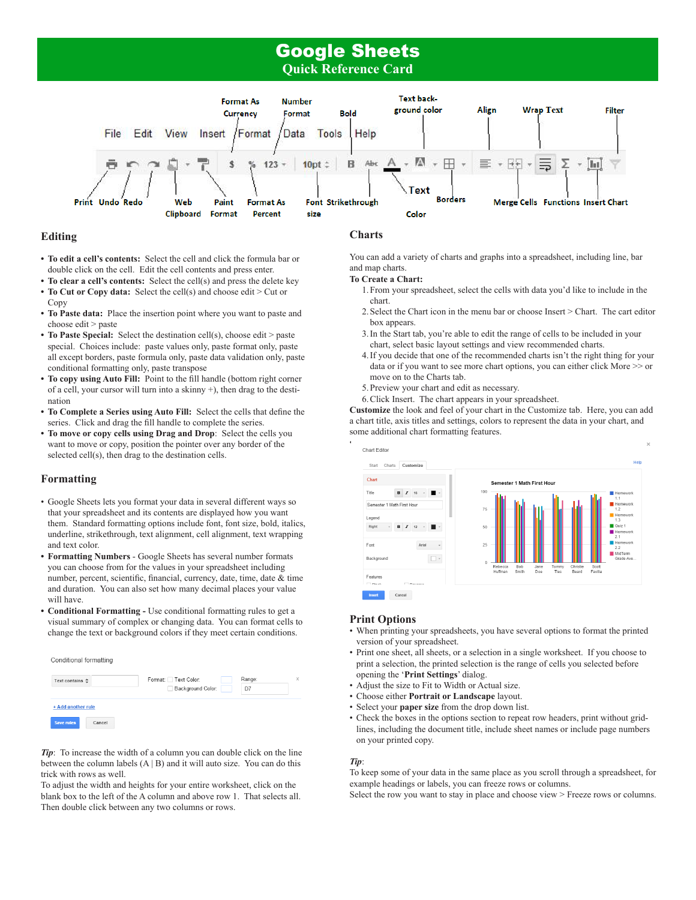# Google Sheets

## Quick Reference Card

Format As Currency
Number Format
Bold
Text background color
Align
Wrap Text
Filter

File Edit View Insert Format Data Tools Help

$ % 123 10pt B Abc A

Print Undo Redo
Web Clipboard
Paint Format
Format As Percent
Font size
Strikethrough
Text Color
Borders
Merge Cells
Functions
Insert Chart

## Editing

- **To edit a cell's contents:** Select the cell and click the formula bar or double click on the cell. Edit the cell contents and press enter.
- **To clear a cell's contents:** Select the cell(s) and press the delete key
- **To Cut or Copy data:** Select the cell(s) and choose edit > Cut or Copy
- **To Paste data:** Place the insertion point where you want to paste and choose edit > paste
- **To Paste Special:** Select the destination cell(s), choose edit > paste special. Choices include: paste values only, paste format only, paste all except borders, paste formula only, paste data validation only, paste conditional formatting only, paste transpose
- **To copy using Auto Fill:** Point to the fill handle (bottom right corner of a cell, your cursor will turn into a skinny +), then drag to the destination
- **To Complete a Series using Auto Fill:** Select the cells that define the series. Click and drag the fill handle to complete the series.
- **To move or copy cells using Drag and Drop**: Select the cells you want to move or copy, position the pointer over any border of the selected cell(s), then drag to the destination cells.

## Formatting

- Google Sheets lets you format your data in several different ways so that your spreadsheet and its contents are displayed how you want them. Standard formatting options include font, font size, bold, italics, underline, strikethrough, text alignment, cell alignment, text wrapping and text color.
- **Formatting Numbers** - Google Sheets has several number formats you can choose from for the values in your spreadsheet including number, percent, scientific, financial, currency, date, time, date & time and duration. You can also set how many decimal places your value will have.
- **Conditional Formatting** - Use conditional formatting rules to get a visual summary of complex or changing data. You can format cells to change the text or background colors if they meet certain conditions.

Conditional formatting

Text contains | Format: Text Color | Background Color | Range: D7

+ Add another rule

Save rules | Cancel

***Tip***: To increase the width of a column you can double click on the line between the column labels (A | B) and it will auto size. You can do this trick with rows as well.
To adjust the width and heights for your entire worksheet, click on the blank box to the left of the A column and above row 1. That selects all. Then double click between any two columns or rows.

## Charts

You can add a variety of charts and graphs into a spreadsheet, including line, bar and map charts.

**To Create a Chart:**

1. From your spreadsheet, select the cells with data you'd like to include in the chart.
2. Select the Chart icon in the menu bar or choose Insert > Chart. The cart editor box appears.
3. In the Start tab, you're able to edit the range of cells to be included in your chart, select basic layout settings and view recommended charts.
4. If you decide that one of the recommended charts isn't the right thing for your data or if you want to see more chart options, you can either click More >> or move on to the Charts tab.
5. Preview your chart and edit as necessary.
6. Click Insert. The chart appears in your spreadsheet.

**Customize** the look and feel of your chart in the Customize tab. Here, you can add a chart title, axis titles and settings, colors to represent the data in your chart, and some additional chart formatting features.

Chart Editor

Start Charts Customize

Chart
Title
Semester 1 Math First Hour
Legend
Right
Font
Arial
Background
Features

Insert Cancel

Semester 1 Math First Hour

100
75
50
25
0

Rebecca Huffman
Bob Smith
Jane Doe
Tommy Ties
Christie Beard
Scott Favila

Homework 1.1
Homework 1.2
Homework 1.3
Quiz 1
Homework 2.1
Homework 2.2
MidTerm Grade Ave...

## Print Options

- When printing your spreadsheets, you have several options to format the printed version of your spreadsheet.
- Print one sheet, all sheets, or a selection in a single worksheet. If you choose to print a selection, the printed selection is the range of cells you selected before opening the '**Print Settings**' dialog.
- Adjust the size to Fit to Width or Actual size.
- Choose either **Portrait or Landscape** layout.
- Select your **paper size** from the drop down list.
- Check the boxes in the options section to repeat row headers, print without gridlines, including the document title, include sheet names or include page numbers on your printed copy.

***Tip***:
To keep some of your data in the same place as you scroll through a spreadsheet, for example headings or labels, you can freeze rows or columns.
Select the row you want to stay in place and choose view > Freeze rows or columns.